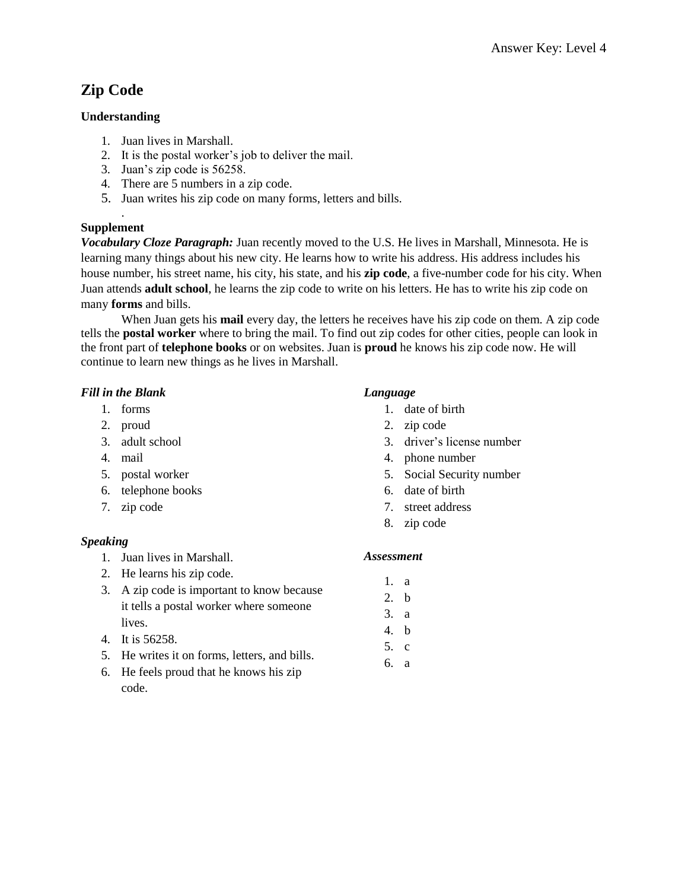# Zip Code

### Understanding

1. Juan lives in Marshall.
2. It is the postal worker's job to deliver the mail.
3. Juan's zip code is 56258.
4. There are 5 numbers in a zip code.
5. Juan writes his zip code on many forms, letters and bills.

.

### Supplement

***Vocabulary Cloze Paragraph:*** Juan recently moved to the U.S. He lives in Marshall, Minnesota. He is learning many things about his new city. He learns how to write his address. His address includes his house number, his street name, his city, his state, and his **zip code**, a five-number code for his city. When Juan attends **adult school**, he learns the zip code to write on his letters. He has to write his zip code on many **forms** and bills.

When Juan gets his **mail** every day, the letters he receives have his zip code on them. A zip code tells the **postal worker** where to bring the mail. To find out zip codes for other cities, people can look in the front part of **telephone books** or on websites. Juan is **proud** he knows his zip code now. He will continue to learn new things as he lives in Marshall.

***Fill in the Blank***

1. forms
2. proud
3. adult school
4. mail
5. postal worker
6. telephone books
7. zip code

***Speaking***

1. Juan lives in Marshall.
2. He learns his zip code.
3. A zip code is important to know because it tells a postal worker where someone lives.
4. It is 56258.
5. He writes it on forms, letters, and bills.
6. He feels proud that he knows his zip code.

***Language***

1. date of birth
2. zip code
3. driver's license number
4. phone number
5. Social Security number
6. date of birth
7. street address
8. zip code

***Assessment***

1. a
2. b
3. a
4. b
5. c
6. a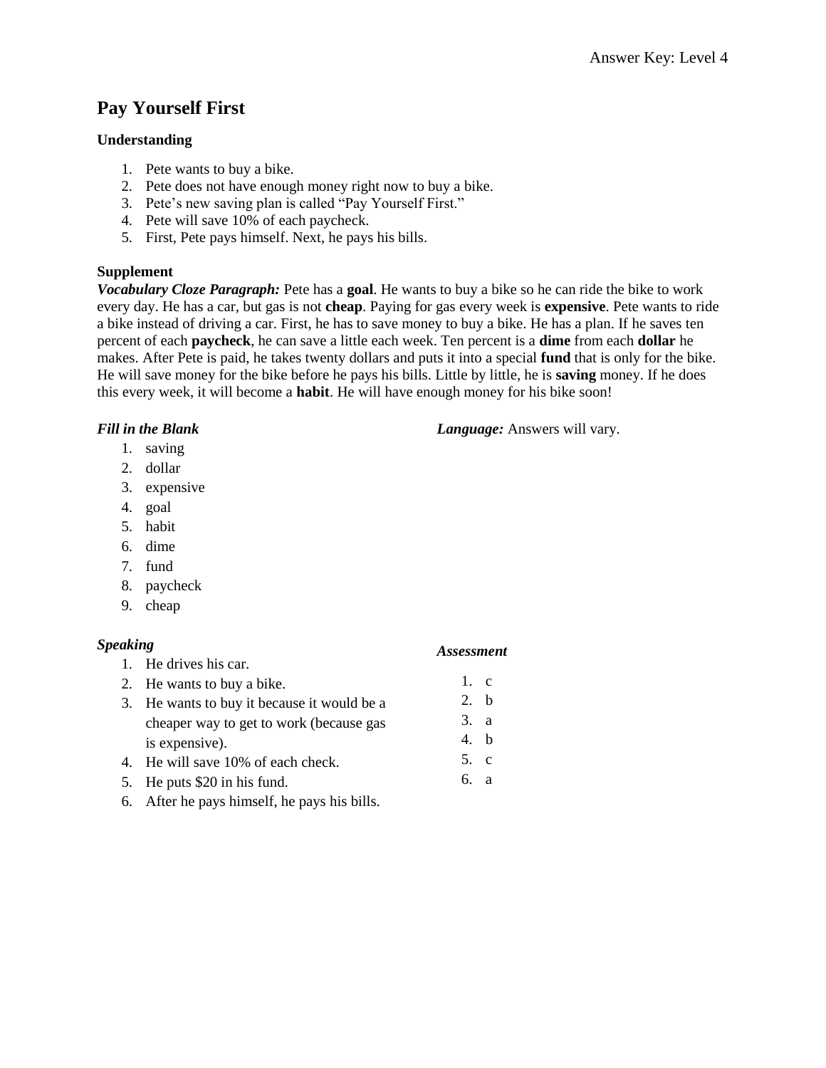# Pay Yourself First

**Understanding**

1. Pete wants to buy a bike.
2. Pete does not have enough money right now to buy a bike.
3. Pete's new saving plan is called "Pay Yourself First."
4. Pete will save 10% of each paycheck.
5. First, Pete pays himself. Next, he pays his bills.

**Supplement**

***Vocabulary Cloze Paragraph:*** Pete has a **goal**. He wants to buy a bike so he can ride the bike to work every day. He has a car, but gas is not **cheap**. Paying for gas every week is **expensive**. Pete wants to ride a bike instead of driving a car. First, he has to save money to buy a bike. He has a plan. If he saves ten percent of each **paycheck**, he can save a little each week. Ten percent is a **dime** from each **dollar** he makes. After Pete is paid, he takes twenty dollars and puts it into a special **fund** that is only for the bike. He will save money for the bike before he pays his bills. Little by little, he is **saving** money. If he does this every week, it will become a **habit**. He will have enough money for his bike soon!

***Fill in the Blank***

1. saving
2. dollar
3. expensive
4. goal
5. habit
6. dime
7. fund
8. paycheck
9. cheap

***Language:*** Answers will vary.

***Speaking***

1. He drives his car.
2. He wants to buy a bike.
3. He wants to buy it because it would be a cheaper way to get to work (because gas is expensive).
4. He will save 10% of each check.
5. He puts $20 in his fund.
6. After he pays himself, he pays his bills.

***Assessment***

1. c
2. b
3. a
4. b
5. c
6. a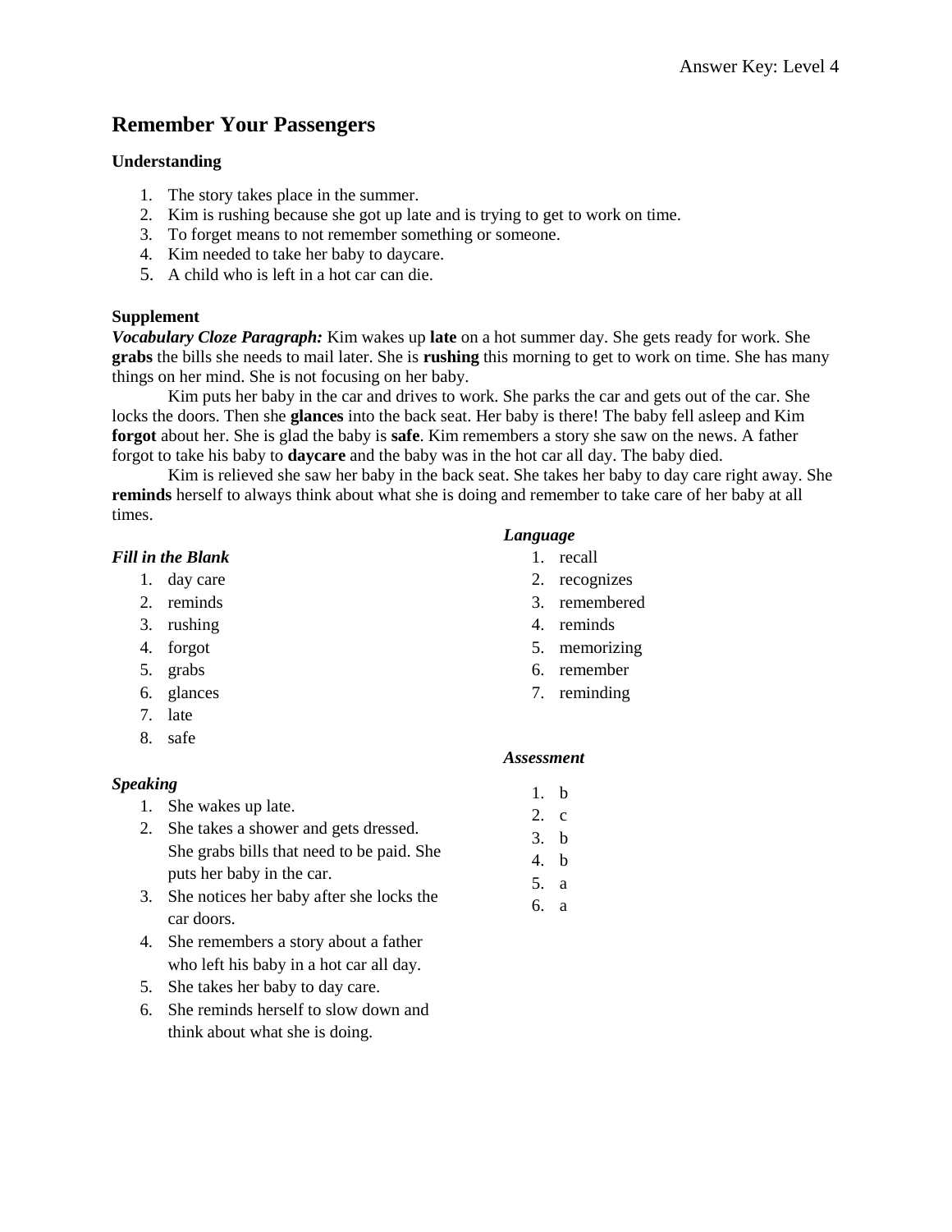# Remember Your Passengers

### Understanding

1. The story takes place in the summer.
2. Kim is rushing because she got up late and is trying to get to work on time.
3. To forget means to not remember something or someone.
4. Kim needed to take her baby to daycare.
5. A child who is left in a hot car can die.

### Supplement

***Vocabulary Cloze Paragraph:*** Kim wakes up **late** on a hot summer day. She gets ready for work. She **grabs** the bills she needs to mail later. She is **rushing** this morning to get to work on time. She has many things on her mind. She is not focusing on her baby.

Kim puts her baby in the car and drives to work. She parks the car and gets out of the car. She locks the doors. Then she **glances** into the back seat. Her baby is there! The baby fell asleep and Kim **forgot** about her. She is glad the baby is **safe**. Kim remembers a story she saw on the news. A father forgot to take his baby to **daycare** and the baby was in the hot car all day. The baby died.

Kim is relieved she saw her baby in the back seat. She takes her baby to day care right away. She **reminds** herself to always think about what she is doing and remember to take care of her baby at all times.

### *Fill in the Blank*

1. day care
2. reminds
3. rushing
4. forgot
5. grabs
6. glances
7. late
8. safe

### *Speaking*

1. She wakes up late.
2. She takes a shower and gets dressed. She grabs bills that need to be paid. She puts her baby in the car.
3. She notices her baby after she locks the car doors.
4. She remembers a story about a father who left his baby in a hot car all day.
5. She takes her baby to day care.
6. She reminds herself to slow down and think about what she is doing.

### *Language*

1. recall
2. recognizes
3. remembered
4. reminds
5. memorizing
6. remember
7. reminding

### *Assessment*

1. b
2. c
3. b
4. b
5. a
6. a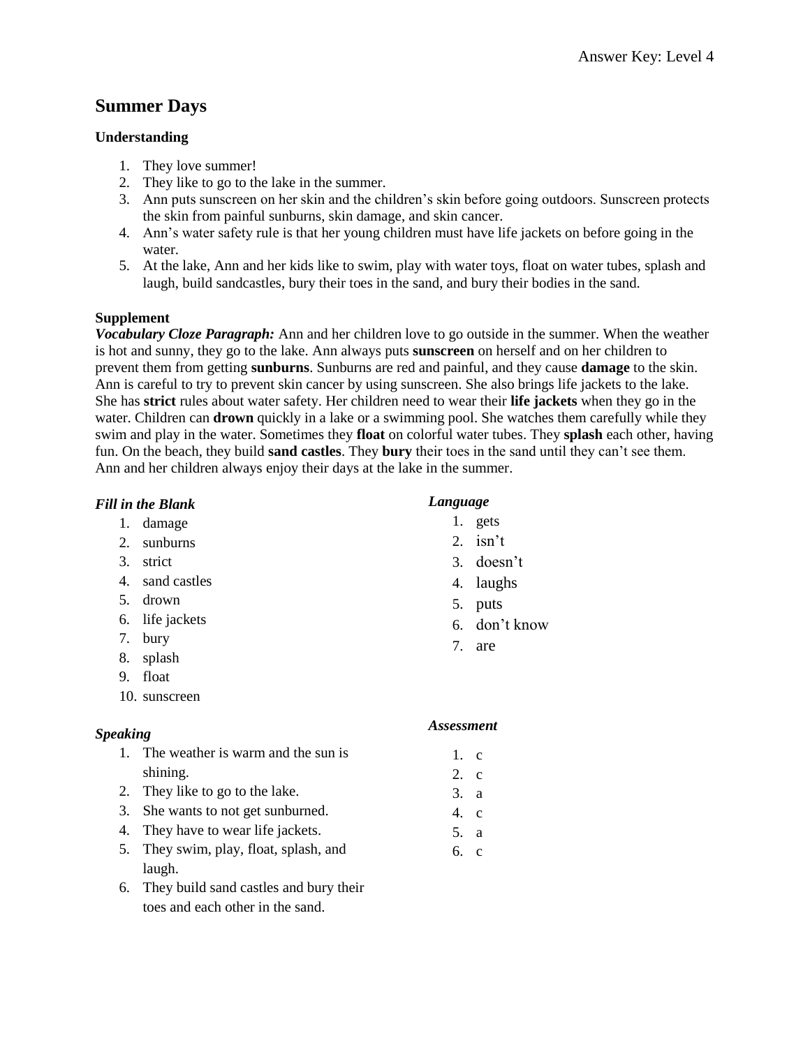# Summer Days

### Understanding

1. They love summer!
2. They like to go to the lake in the summer.
3. Ann puts sunscreen on her skin and the children's skin before going outdoors. Sunscreen protects the skin from painful sunburns, skin damage, and skin cancer.
4. Ann's water safety rule is that her young children must have life jackets on before going in the water.
5. At the lake, Ann and her kids like to swim, play with water toys, float on water tubes, splash and laugh, build sandcastles, bury their toes in the sand, and bury their bodies in the sand.

### Supplement

***Vocabulary Cloze Paragraph:*** Ann and her children love to go outside in the summer. When the weather is hot and sunny, they go to the lake. Ann always puts **sunscreen** on herself and on her children to prevent them from getting **sunburns**. Sunburns are red and painful, and they cause **damage** to the skin. Ann is careful to try to prevent skin cancer by using sunscreen. She also brings life jackets to the lake. She has **strict** rules about water safety. Her children need to wear their **life jackets** when they go in the water. Children can **drown** quickly in a lake or a swimming pool. She watches them carefully while they swim and play in the water. Sometimes they **float** on colorful water tubes. They **splash** each other, having fun. On the beach, they build **sand castles**. They **bury** their toes in the sand until they can't see them. Ann and her children always enjoy their days at the lake in the summer.

***Fill in the Blank***

1. damage
2. sunburns
3. strict
4. sand castles
5. drown
6. life jackets
7. bury
8. splash
9. float
10. sunscreen

***Speaking***

1. The weather is warm and the sun is shining.
2. They like to go to the lake.
3. She wants to not get sunburned.
4. They have to wear life jackets.
5. They swim, play, float, splash, and laugh.
6. They build sand castles and bury their toes and each other in the sand.

***Language***

1. gets
2. isn't
3. doesn't
4. laughs
5. puts
6. don't know
7. are

***Assessment***

1. c
2. c
3. a
4. c
5. a
6. c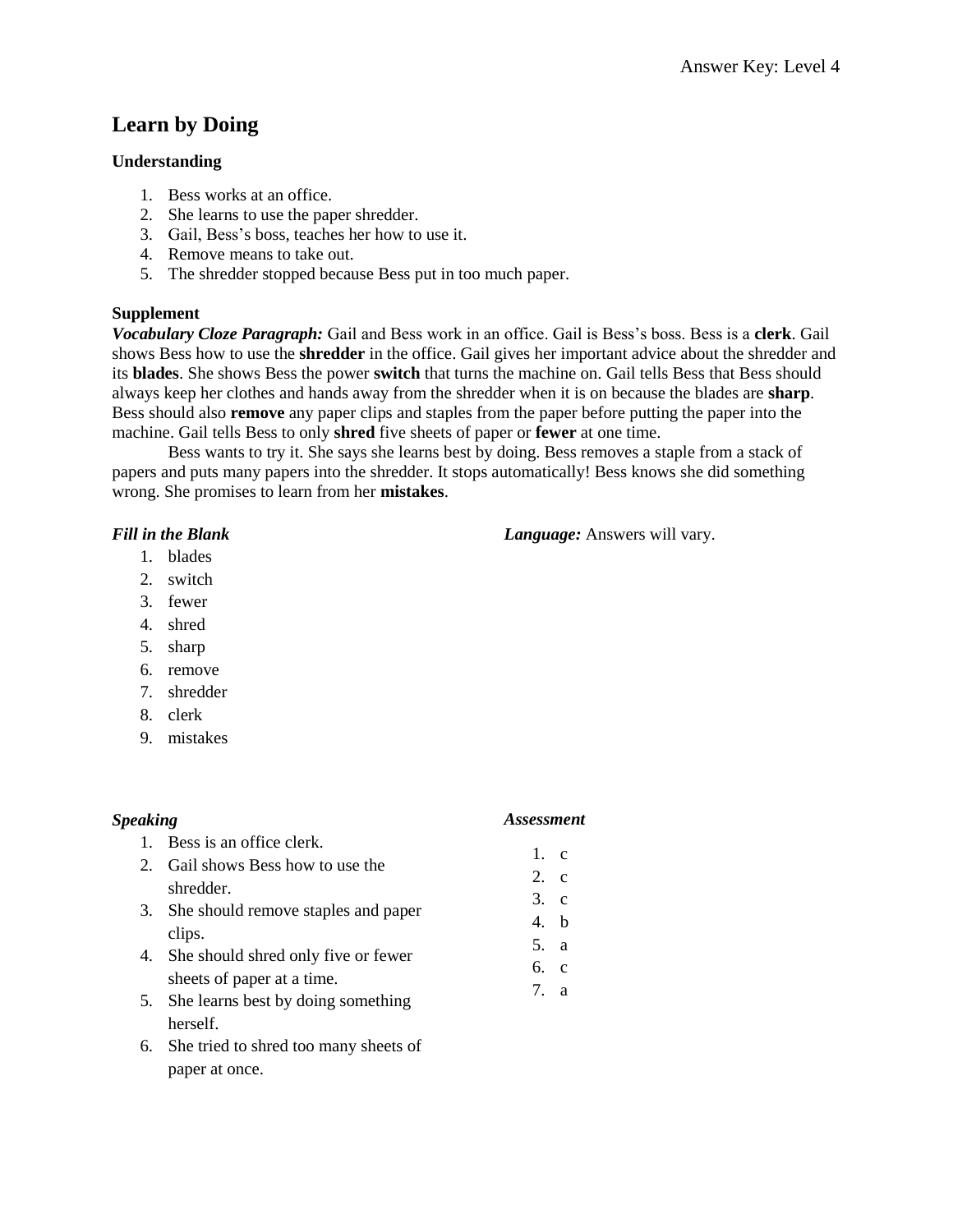## Learn by Doing

### Understanding

1. Bess works at an office.
2. She learns to use the paper shredder.
3. Gail, Bess's boss, teaches her how to use it.
4. Remove means to take out.
5. The shredder stopped because Bess put in too much paper.

### Supplement

***Vocabulary Cloze Paragraph:*** Gail and Bess work in an office. Gail is Bess's boss. Bess is a **clerk**. Gail shows Bess how to use the **shredder** in the office. Gail gives her important advice about the shredder and its **blades**. She shows Bess the power **switch** that turns the machine on. Gail tells Bess that Bess should always keep her clothes and hands away from the shredder when it is on because the blades are **sharp**. Bess should also **remove** any paper clips and staples from the paper before putting the paper into the machine. Gail tells Bess to only **shred** five sheets of paper or **fewer** at one time.

Bess wants to try it. She says she learns best by doing. Bess removes a staple from a stack of papers and puts many papers into the shredder. It stops automatically! Bess knows she did something wrong. She promises to learn from her **mistakes**.

***Fill in the Blank***

1. blades
2. switch
3. fewer
4. shred
5. sharp
6. remove
7. shredder
8. clerk
9. mistakes

***Language:*** Answers will vary.

***Speaking***

1. Bess is an office clerk.
2. Gail shows Bess how to use the shredder.
3. She should remove staples and paper clips.
4. She should shred only five or fewer sheets of paper at a time.
5. She learns best by doing something herself.
6. She tried to shred too many sheets of paper at once.

***Assessment***

1. c
2. c
3. c
4. b
5. a
6. c
7. a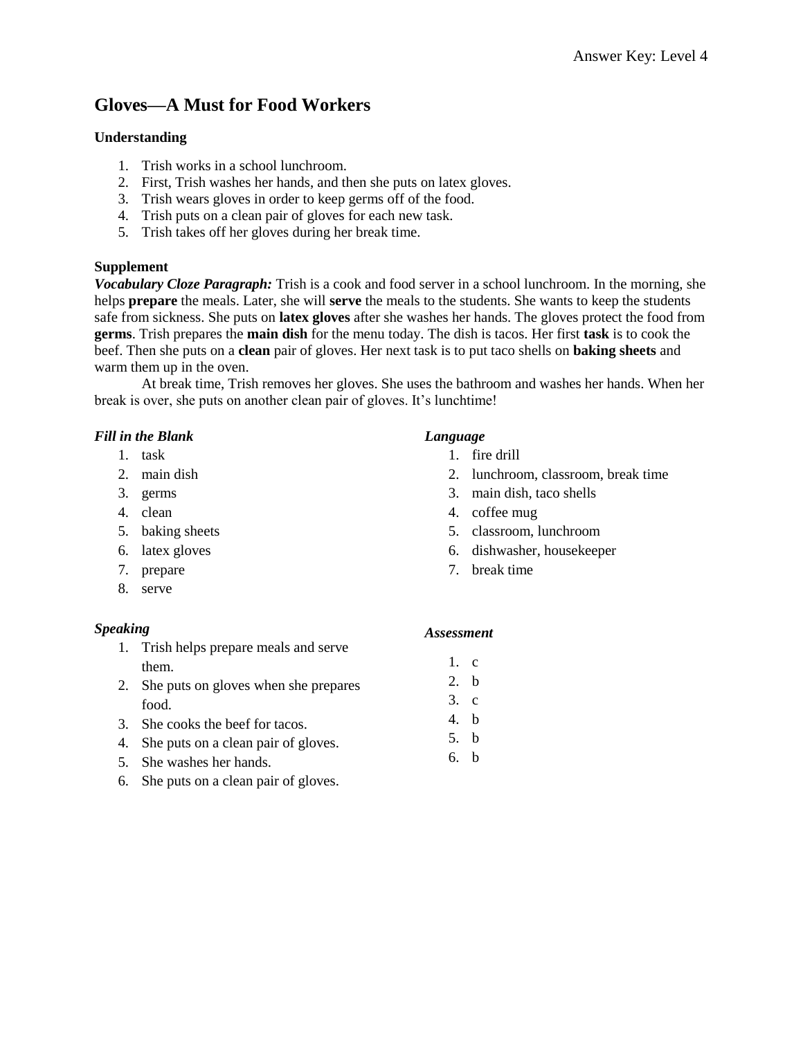# Gloves—A Must for Food Workers

### Understanding

1. Trish works in a school lunchroom.
2. First, Trish washes her hands, and then she puts on latex gloves.
3. Trish wears gloves in order to keep germs off of the food.
4. Trish puts on a clean pair of gloves for each new task.
5. Trish takes off her gloves during her break time.

### Supplement

***Vocabulary Cloze Paragraph:*** Trish is a cook and food server in a school lunchroom. In the morning, she helps **prepare** the meals. Later, she will **serve** the meals to the students. She wants to keep the students safe from sickness. She puts on **latex gloves** after she washes her hands. The gloves protect the food from **germs**. Trish prepares the **main dish** for the menu today. The dish is tacos. Her first **task** is to cook the beef. Then she puts on a **clean** pair of gloves. Her next task is to put taco shells on **baking sheets** and warm them up in the oven.

At break time, Trish removes her gloves. She uses the bathroom and washes her hands. When her break is over, she puts on another clean pair of gloves. It's lunchtime!

***Fill in the Blank***

1. task
2. main dish
3. germs
4. clean
5. baking sheets
6. latex gloves
7. prepare
8. serve

***Speaking***

1. Trish helps prepare meals and serve them.
2. She puts on gloves when she prepares food.
3. She cooks the beef for tacos.
4. She puts on a clean pair of gloves.
5. She washes her hands.
6. She puts on a clean pair of gloves.

***Language***

1. fire drill
2. lunchroom, classroom, break time
3. main dish, taco shells
4. coffee mug
5. classroom, lunchroom
6. dishwasher, housekeeper
7. break time

***Assessment***

1. c
2. b
3. c
4. b
5. b
6. b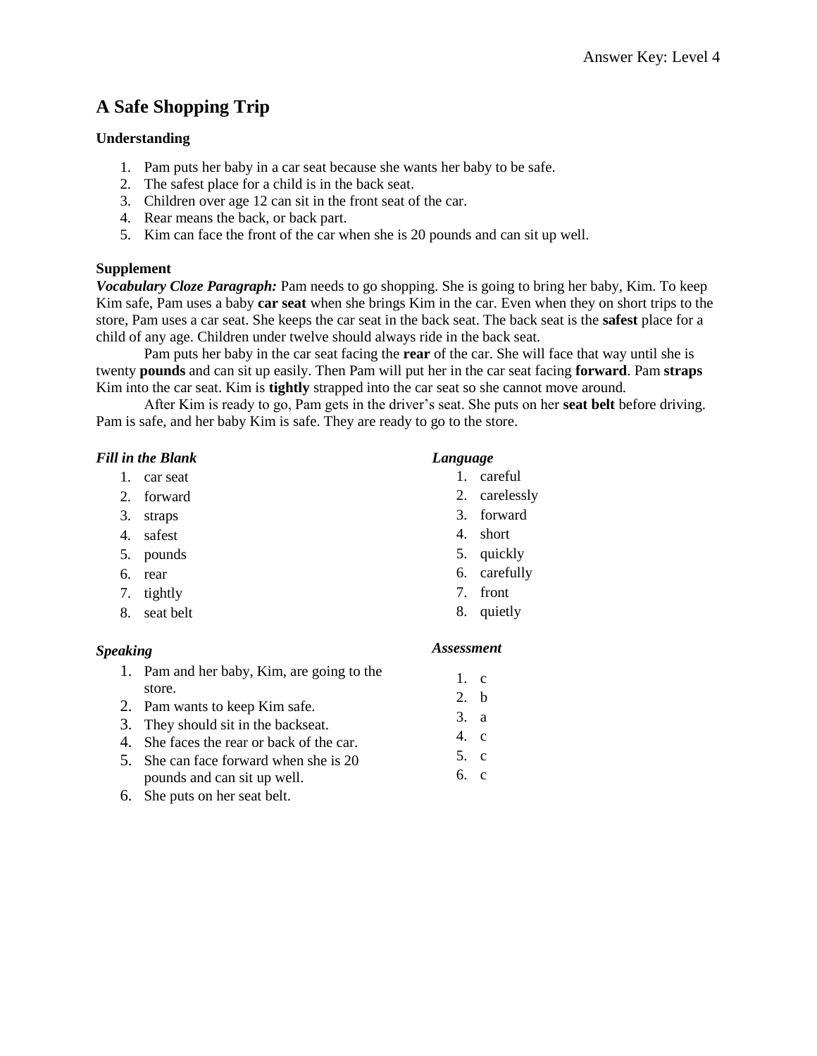## A Safe Shopping Trip

**Understanding**

1. Pam puts her baby in a car seat because she wants her baby to be safe.
2. The safest place for a child is in the back seat.
3. Children over age 12 can sit in the front seat of the car.
4. Rear means the back, or back part.
5. Kim can face the front of the car when she is 20 pounds and can sit up well.

**Supplement**

***Vocabulary Cloze Paragraph:*** Pam needs to go shopping. She is going to bring her baby, Kim. To keep Kim safe, Pam uses a baby **car seat** when she brings Kim in the car. Even when they on short trips to the store, Pam uses a car seat. She keeps the car seat in the back seat. The back seat is the **safest** place for a child of any age. Children under twelve should always ride in the back seat.

Pam puts her baby in the car seat facing the **rear** of the car. She will face that way until she is twenty **pounds** and can sit up easily. Then Pam will put her in the car seat facing **forward**. Pam **straps** Kim into the car seat. Kim is **tightly** strapped into the car seat so she cannot move around.

After Kim is ready to go, Pam gets in the driver's seat. She puts on her **seat belt** before driving. Pam is safe, and her baby Kim is safe. They are ready to go to the store.

***Fill in the Blank***

1. car seat
2. forward
3. straps
4. safest
5. pounds
6. rear
7. tightly
8. seat belt

***Speaking***

1. Pam and her baby, Kim, are going to the store.
2. Pam wants to keep Kim safe.
3. They should sit in the backseat.
4. She faces the rear or back of the car.
5. She can face forward when she is 20 pounds and can sit up well.
6. She puts on her seat belt.

***Language***

1. careful
2. carelessly
3. forward
4. short
5. quickly
6. carefully
7. front
8. quietly

***Assessment***

1. c
2. b
3. a
4. c
5. c
6. c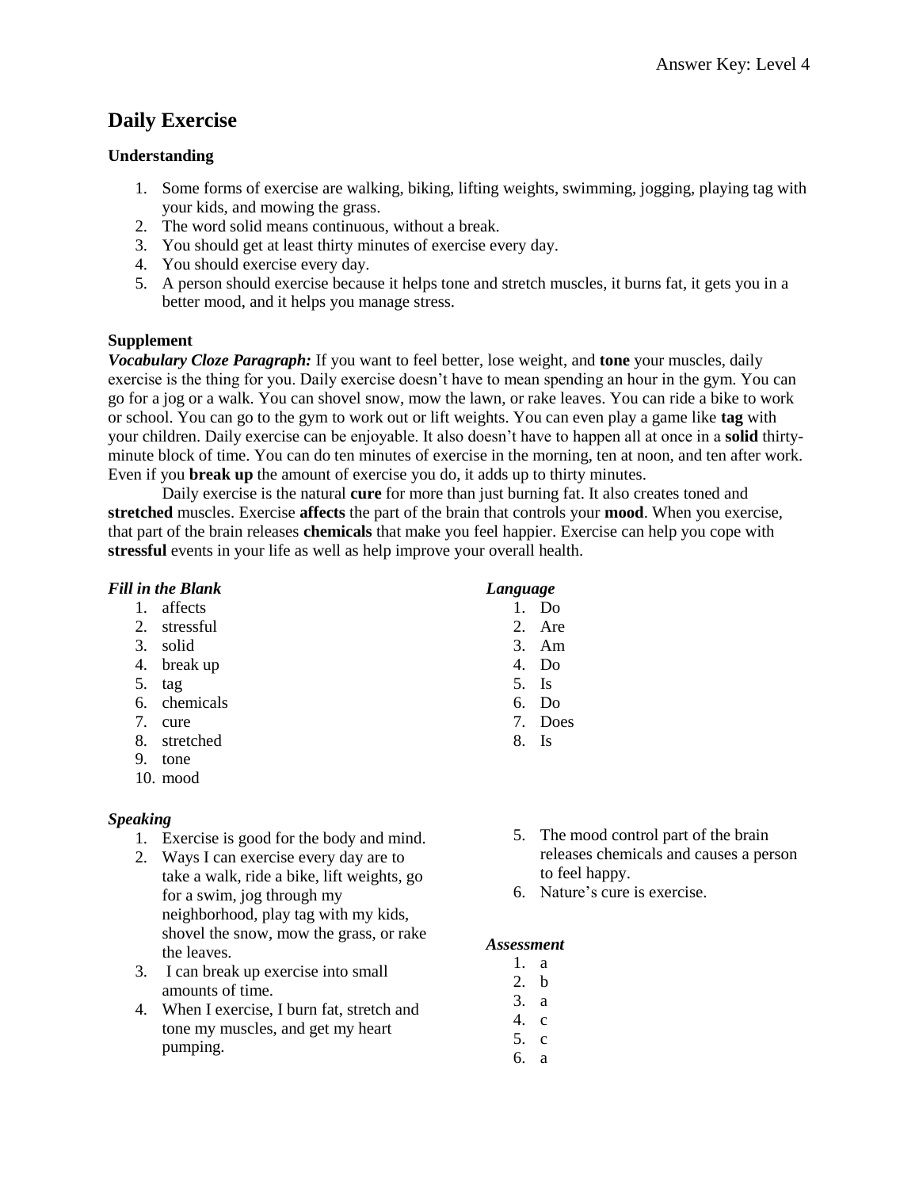Answer Key: Level 4

# Daily Exercise

**Understanding**

1. Some forms of exercise are walking, biking, lifting weights, swimming, jogging, playing tag with your kids, and mowing the grass.
2. The word solid means continuous, without a break.
3. You should get at least thirty minutes of exercise every day.
4. You should exercise every day.
5. A person should exercise because it helps tone and stretch muscles, it burns fat, it gets you in a better mood, and it helps you manage stress.

**Supplement**

***Vocabulary Cloze Paragraph:*** If you want to feel better, lose weight, and **tone** your muscles, daily exercise is the thing for you. Daily exercise doesn't have to mean spending an hour in the gym. You can go for a jog or a walk. You can shovel snow, mow the lawn, or rake leaves. You can ride a bike to work or school. You can go to the gym to work out or lift weights. You can even play a game like **tag** with your children. Daily exercise can be enjoyable. It also doesn't have to happen all at once in a **solid** thirty-minute block of time. You can do ten minutes of exercise in the morning, ten at noon, and ten after work. Even if you **break up** the amount of exercise you do, it adds up to thirty minutes.

Daily exercise is the natural **cure** for more than just burning fat. It also creates toned and **stretched** muscles. Exercise **affects** the part of the brain that controls your **mood**. When you exercise, that part of the brain releases **chemicals** that make you feel happier. Exercise can help you cope with **stressful** events in your life as well as help improve your overall health.

***Fill in the Blank***

1. affects
2. stressful
3. solid
4. break up
5. tag
6. chemicals
7. cure
8. stretched
9. tone
10. mood

***Language***

1. Do
2. Are
3. Am
4. Do
5. Is
6. Do
7. Does
8. Is

***Speaking***

1. Exercise is good for the body and mind.
2. Ways I can exercise every day are to take a walk, ride a bike, lift weights, go for a swim, jog through my neighborhood, play tag with my kids, shovel the snow, mow the grass, or rake the leaves.
3. I can break up exercise into small amounts of time.
4. When I exercise, I burn fat, stretch and tone my muscles, and get my heart pumping.
5. The mood control part of the brain releases chemicals and causes a person to feel happy.
6. Nature's cure is exercise.

***Assessment***

1. a
2. b
3. a
4. c
5. c
6. a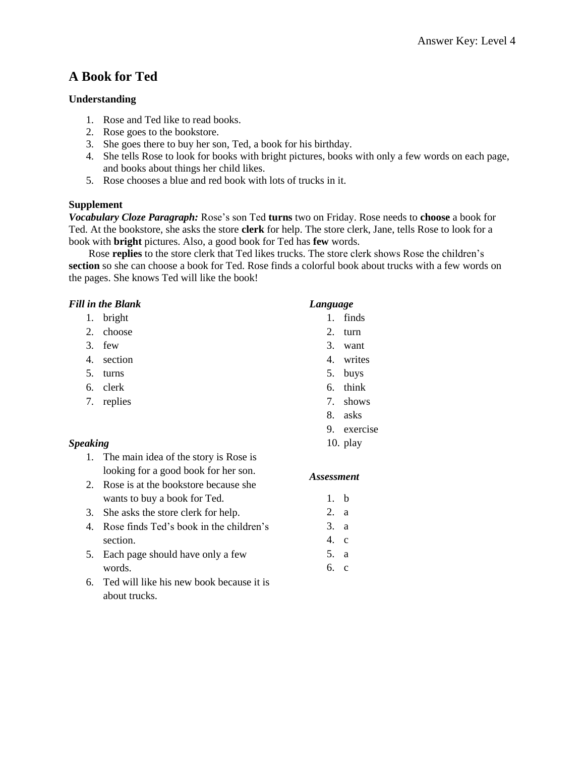# A Book for Ted

### Understanding

1. Rose and Ted like to read books.
2. Rose goes to the bookstore.
3. She goes there to buy her son, Ted, a book for his birthday.
4. She tells Rose to look for books with bright pictures, books with only a few words on each page, and books about things her child likes.
5. Rose chooses a blue and red book with lots of trucks in it.

### Supplement

***Vocabulary Cloze Paragraph:*** Rose's son Ted **turns** two on Friday. Rose needs to **choose** a book for Ted. At the bookstore, she asks the store **clerk** for help. The store clerk, Jane, tells Rose to look for a book with **bright** pictures. Also, a good book for Ted has **few** words.

Rose **replies** to the store clerk that Ted likes trucks. The store clerk shows Rose the children's **section** so she can choose a book for Ted. Rose finds a colorful book about trucks with a few words on the pages. She knows Ted will like the book!

***Fill in the Blank***

1. bright
2. choose
3. few
4. section
5. turns
6. clerk
7. replies

***Speaking***

1. The main idea of the story is Rose is looking for a good book for her son.
2. Rose is at the bookstore because she wants to buy a book for Ted.
3. She asks the store clerk for help.
4. Rose finds Ted's book in the children's section.
5. Each page should have only a few words.
6. Ted will like his new book because it is about trucks.

***Language***

1. finds
2. turn
3. want
4. writes
5. buys
6. think
7. shows
8. asks
9. exercise
10. play

***Assessment***

1. b
2. a
3. a
4. c
5. a
6. c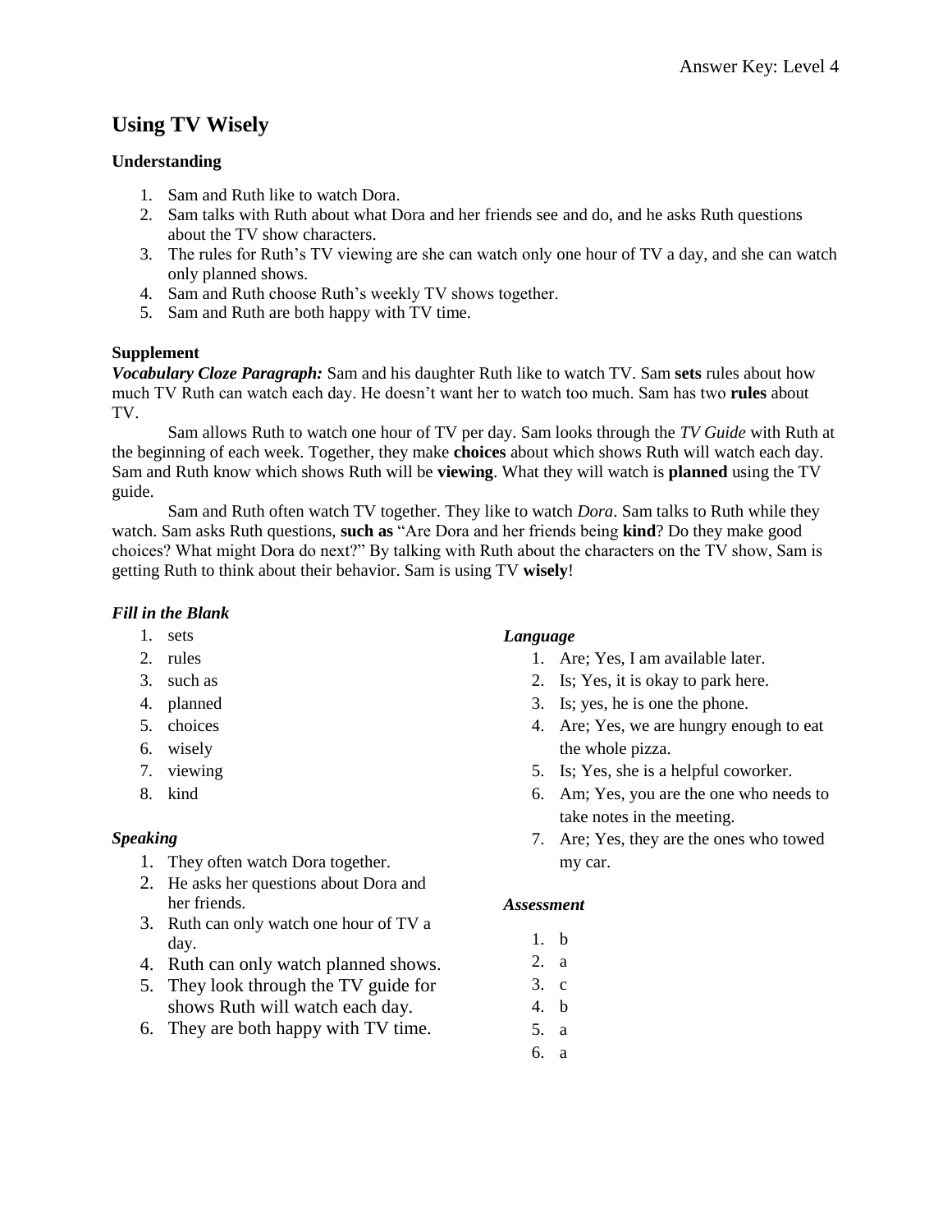## Using TV Wisely

**Understanding**

1. Sam and Ruth like to watch Dora.
2. Sam talks with Ruth about what Dora and her friends see and do, and he asks Ruth questions about the TV show characters.
3. The rules for Ruth's TV viewing are she can watch only one hour of TV a day, and she can watch only planned shows.
4. Sam and Ruth choose Ruth's weekly TV shows together.
5. Sam and Ruth are both happy with TV time.

**Supplement**

***Vocabulary Cloze Paragraph:*** Sam and his daughter Ruth like to watch TV. Sam **sets** rules about how much TV Ruth can watch each day. He doesn't want her to watch too much. Sam has two **rules** about TV.

Sam allows Ruth to watch one hour of TV per day. Sam looks through the *TV Guide* with Ruth at the beginning of each week. Together, they make **choices** about which shows Ruth will watch each day. Sam and Ruth know which shows Ruth will be **viewing**. What they will watch is **planned** using the TV guide.

Sam and Ruth often watch TV together. They like to watch *Dora*. Sam talks to Ruth while they watch. Sam asks Ruth questions, **such as** "Are Dora and her friends being **kind**? Do they make good choices? What might Dora do next?" By talking with Ruth about the characters on the TV show, Sam is getting Ruth to think about their behavior. Sam is using TV **wisely**!

***Fill in the Blank***

1. sets
2. rules
3. such as
4. planned
5. choices
6. wisely
7. viewing
8. kind

***Speaking***

1. They often watch Dora together.
2. He asks her questions about Dora and her friends.
3. Ruth can only watch one hour of TV a day.
4. Ruth can only watch planned shows.
5. They look through the TV guide for shows Ruth will watch each day.
6. They are both happy with TV time.

***Language***

1. Are; Yes, I am available later.
2. Is; Yes, it is okay to park here.
3. Is; yes, he is one the phone.
4. Are; Yes, we are hungry enough to eat the whole pizza.
5. Is; Yes, she is a helpful coworker.
6. Am; Yes, you are the one who needs to take notes in the meeting.
7. Are; Yes, they are the ones who towed my car.

***Assessment***

1. b
2. a
3. c
4. b
5. a
6. a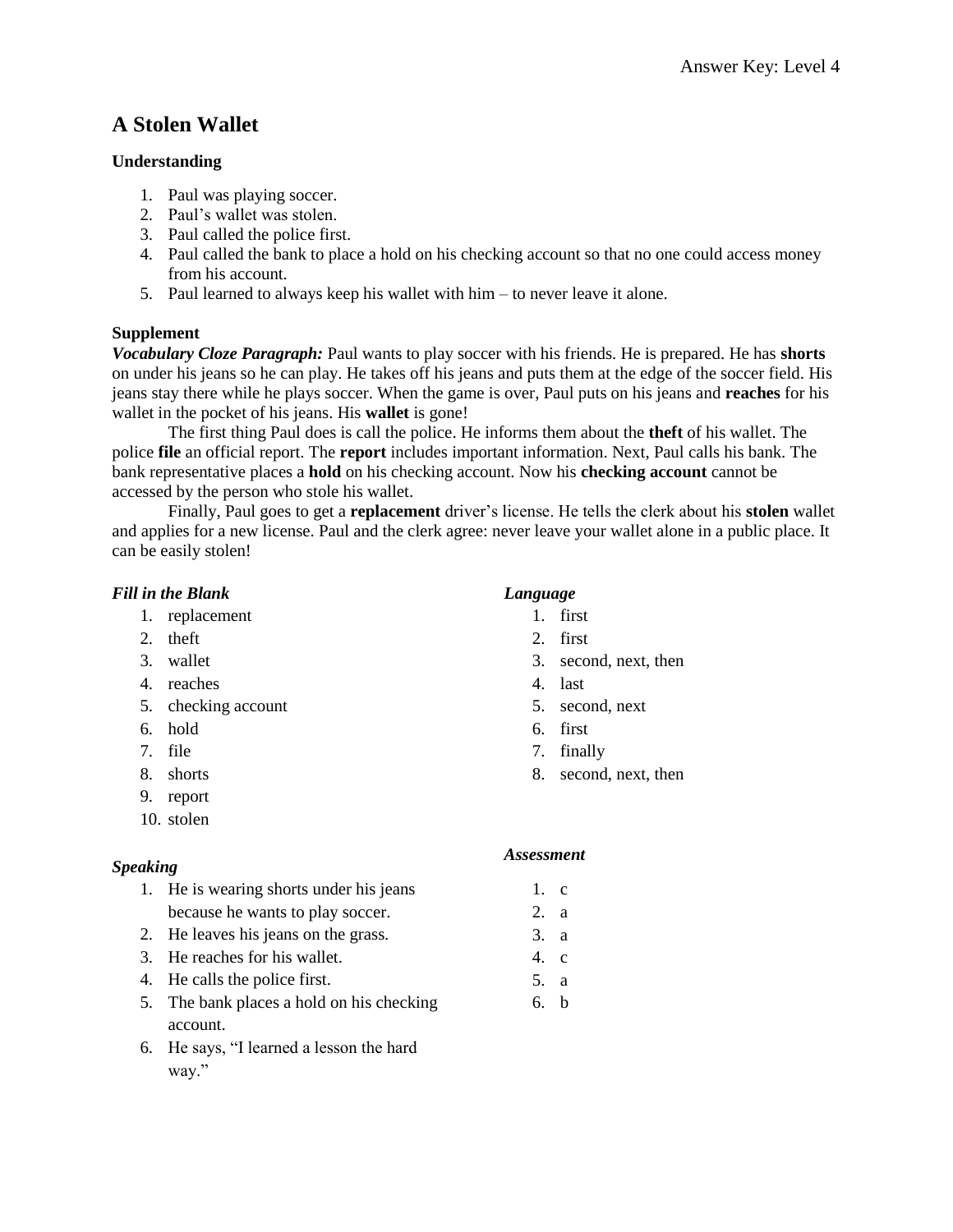# A Stolen Wallet

### Understanding

1. Paul was playing soccer.
2. Paul's wallet was stolen.
3. Paul called the police first.
4. Paul called the bank to place a hold on his checking account so that no one could access money from his account.
5. Paul learned to always keep his wallet with him – to never leave it alone.

### Supplement

***Vocabulary Cloze Paragraph:*** Paul wants to play soccer with his friends. He is prepared. He has **shorts** on under his jeans so he can play. He takes off his jeans and puts them at the edge of the soccer field. His jeans stay there while he plays soccer. When the game is over, Paul puts on his jeans and **reaches** for his wallet in the pocket of his jeans. His **wallet** is gone!

The first thing Paul does is call the police. He informs them about the **theft** of his wallet. The police **file** an official report. The **report** includes important information. Next, Paul calls his bank. The bank representative places a **hold** on his checking account. Now his **checking account** cannot be accessed by the person who stole his wallet.

Finally, Paul goes to get a **replacement** driver's license. He tells the clerk about his **stolen** wallet and applies for a new license. Paul and the clerk agree: never leave your wallet alone in a public place. It can be easily stolen!

***Fill in the Blank***

1. replacement
2. theft
3. wallet
4. reaches
5. checking account
6. hold
7. file
8. shorts
9. report
10. stolen

***Speaking***

1. He is wearing shorts under his jeans because he wants to play soccer.
2. He leaves his jeans on the grass.
3. He reaches for his wallet.
4. He calls the police first.
5. The bank places a hold on his checking account.
6. He says, "I learned a lesson the hard way."

***Language***

1. first
2. first
3. second, next, then
4. last
5. second, next
6. first
7. finally
8. second, next, then

***Assessment***

1. c
2. a
3. a
4. c
5. a
6. b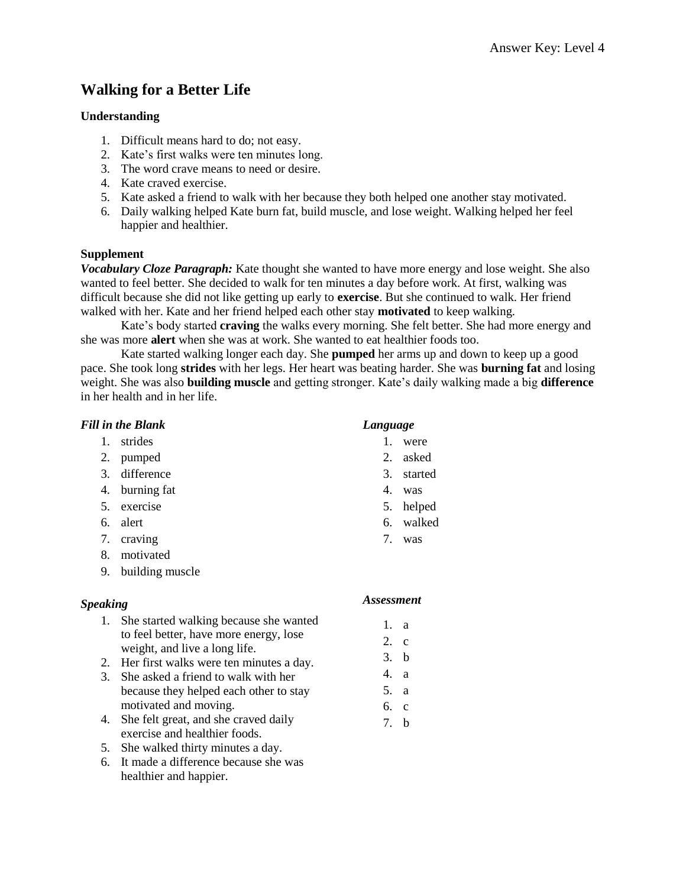# Walking for a Better Life

### Understanding

1. Difficult means hard to do; not easy.
2. Kate's first walks were ten minutes long.
3. The word crave means to need or desire.
4. Kate craved exercise.
5. Kate asked a friend to walk with her because they both helped one another stay motivated.
6. Daily walking helped Kate burn fat, build muscle, and lose weight. Walking helped her feel happier and healthier.

### Supplement

***Vocabulary Cloze Paragraph:*** Kate thought she wanted to have more energy and lose weight. She also wanted to feel better. She decided to walk for ten minutes a day before work. At first, walking was difficult because she did not like getting up early to **exercise**. But she continued to walk. Her friend walked with her. Kate and her friend helped each other stay **motivated** to keep walking.

Kate's body started **craving** the walks every morning. She felt better. She had more energy and she was more **alert** when she was at work. She wanted to eat healthier foods too.

Kate started walking longer each day. She **pumped** her arms up and down to keep up a good pace. She took long **strides** with her legs. Her heart was beating harder. She was **burning fat** and losing weight. She was also **building muscle** and getting stronger. Kate's daily walking made a big **difference** in her health and in her life.

***Fill in the Blank***

1. strides
2. pumped
3. difference
4. burning fat
5. exercise
6. alert
7. craving
8. motivated
9. building muscle

***Language***

1. were
2. asked
3. started
4. was
5. helped
6. walked
7. was

***Speaking***

1. She started walking because she wanted to feel better, have more energy, lose weight, and live a long life.
2. Her first walks were ten minutes a day.
3. She asked a friend to walk with her because they helped each other to stay motivated and moving.
4. She felt great, and she craved daily exercise and healthier foods.
5. She walked thirty minutes a day.
6. It made a difference because she was healthier and happier.

***Assessment***

1. a
2. c
3. b
4. a
5. a
6. c
7. b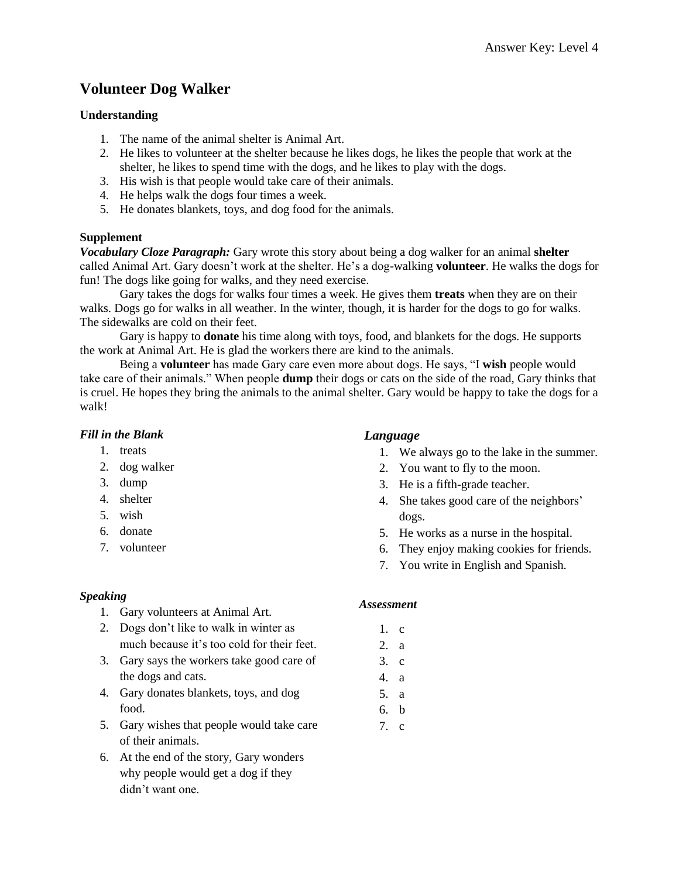# Volunteer Dog Walker

### Understanding

1. The name of the animal shelter is Animal Art.
2. He likes to volunteer at the shelter because he likes dogs, he likes the people that work at the shelter, he likes to spend time with the dogs, and he likes to play with the dogs.
3. His wish is that people would take care of their animals.
4. He helps walk the dogs four times a week.
5. He donates blankets, toys, and dog food for the animals.

### Supplement

***Vocabulary Cloze Paragraph:*** Gary wrote this story about being a dog walker for an animal **shelter** called Animal Art. Gary doesn't work at the shelter. He's a dog-walking **volunteer**. He walks the dogs for fun! The dogs like going for walks, and they need exercise.

Gary takes the dogs for walks four times a week. He gives them **treats** when they are on their walks. Dogs go for walks in all weather. In the winter, though, it is harder for the dogs to go for walks. The sidewalks are cold on their feet.

Gary is happy to **donate** his time along with toys, food, and blankets for the dogs. He supports the work at Animal Art. He is glad the workers there are kind to the animals.

Being a **volunteer** has made Gary care even more about dogs. He says, "I **wish** people would take care of their animals." When people **dump** their dogs or cats on the side of the road, Gary thinks that is cruel. He hopes they bring the animals to the animal shelter. Gary would be happy to take the dogs for a walk!

#### *Fill in the Blank*

1. treats
2. dog walker
3. dump
4. shelter
5. wish
6. donate
7. volunteer

#### *Speaking*

1. Gary volunteers at Animal Art.
2. Dogs don't like to walk in winter as much because it's too cold for their feet.
3. Gary says the workers take good care of the dogs and cats.
4. Gary donates blankets, toys, and dog food.
5. Gary wishes that people would take care of their animals.
6. At the end of the story, Gary wonders why people would get a dog if they didn't want one.

#### *Language*

1. We always go to the lake in the summer.
2. You want to fly to the moon.
3. He is a fifth-grade teacher.
4. She takes good care of the neighbors' dogs.
5. He works as a nurse in the hospital.
6. They enjoy making cookies for friends.
7. You write in English and Spanish.

#### *Assessment*

1. c
2. a
3. c
4. a
5. a
6. b
7. c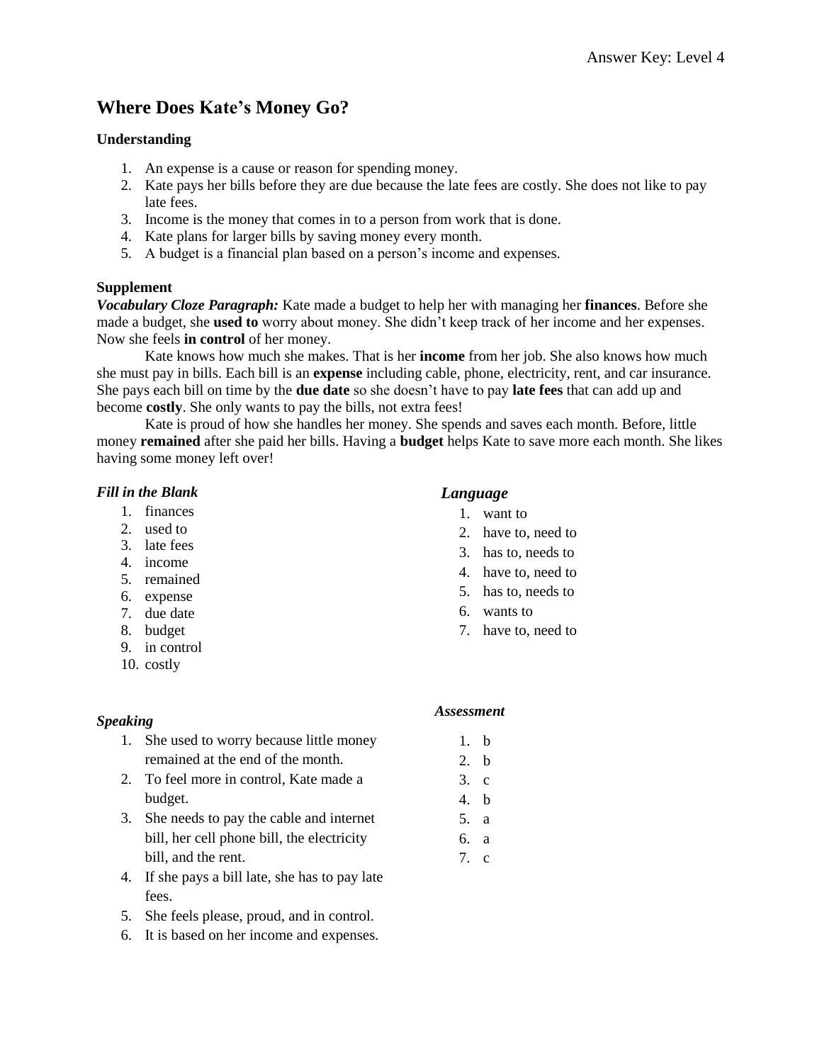# Where Does Kate's Money Go?

**Understanding**

1. An expense is a cause or reason for spending money.
2. Kate pays her bills before they are due because the late fees are costly. She does not like to pay late fees.
3. Income is the money that comes in to a person from work that is done.
4. Kate plans for larger bills by saving money every month.
5. A budget is a financial plan based on a person's income and expenses.

**Supplement**

***Vocabulary Cloze Paragraph:*** Kate made a budget to help her with managing her **finances**. Before she made a budget, she **used to** worry about money. She didn't keep track of her income and her expenses. Now she feels **in control** of her money.

Kate knows how much she makes. That is her **income** from her job. She also knows how much she must pay in bills. Each bill is an **expense** including cable, phone, electricity, rent, and car insurance. She pays each bill on time by the **due date** so she doesn't have to pay **late fees** that can add up and become **costly**. She only wants to pay the bills, not extra fees!

Kate is proud of how she handles her money. She spends and saves each month. Before, little money **remained** after she paid her bills. Having a **budget** helps Kate to save more each month. She likes having some money left over!

***Fill in the Blank***

1. finances
2. used to
3. late fees
4. income
5. remained
6. expense
7. due date
8. budget
9. in control
10. costly

***Language***

1. want to
2. have to, need to
3. has to, needs to
4. have to, need to
5. has to, needs to
6. wants to
7. have to, need to

***Speaking***

1. She used to worry because little money remained at the end of the month.
2. To feel more in control, Kate made a budget.
3. She needs to pay the cable and internet bill, her cell phone bill, the electricity bill, and the rent.
4. If she pays a bill late, she has to pay late fees.
5. She feels please, proud, and in control.
6. It is based on her income and expenses.

***Assessment***

1. b
2. b
3. c
4. b
5. a
6. a
7. c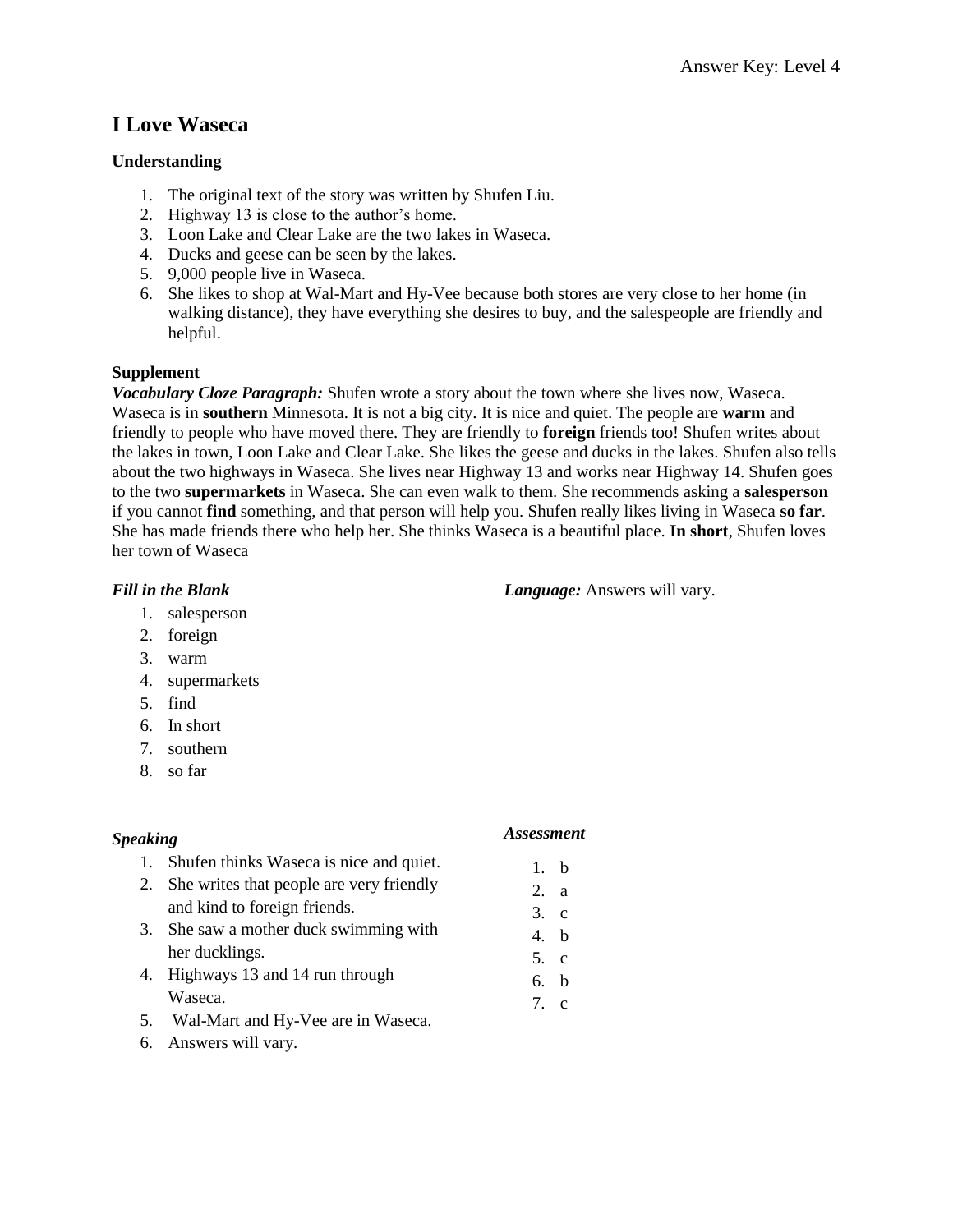## I Love Waseca

**Understanding**

1. The original text of the story was written by Shufen Liu.
2. Highway 13 is close to the author's home.
3. Loon Lake and Clear Lake are the two lakes in Waseca.
4. Ducks and geese can be seen by the lakes.
5. 9,000 people live in Waseca.
6. She likes to shop at Wal-Mart and Hy-Vee because both stores are very close to her home (in walking distance), they have everything she desires to buy, and the salespeople are friendly and helpful.

**Supplement**

***Vocabulary Cloze Paragraph:*** Shufen wrote a story about the town where she lives now, Waseca. Waseca is in **southern** Minnesota. It is not a big city. It is nice and quiet. The people are **warm** and friendly to people who have moved there. They are friendly to **foreign** friends too! Shufen writes about the lakes in town, Loon Lake and Clear Lake. She likes the geese and ducks in the lakes. Shufen also tells about the two highways in Waseca. She lives near Highway 13 and works near Highway 14. Shufen goes to the two **supermarkets** in Waseca. She can even walk to them. She recommends asking a **salesperson** if you cannot **find** something, and that person will help you. Shufen really likes living in Waseca **so far**. She has made friends there who help her. She thinks Waseca is a beautiful place. **In short**, Shufen loves her town of Waseca

***Fill in the Blank***

1. salesperson
2. foreign
3. warm
4. supermarkets
5. find
6. In short
7. southern
8. so far

***Language:*** Answers will vary.

***Speaking***

1. Shufen thinks Waseca is nice and quiet.
2. She writes that people are very friendly and kind to foreign friends.
3. She saw a mother duck swimming with her ducklings.
4. Highways 13 and 14 run through Waseca.
5. Wal-Mart and Hy-Vee are in Waseca.
6. Answers will vary.

***Assessment***

1. b
2. a
3. c
4. b
5. c
6. b
7. c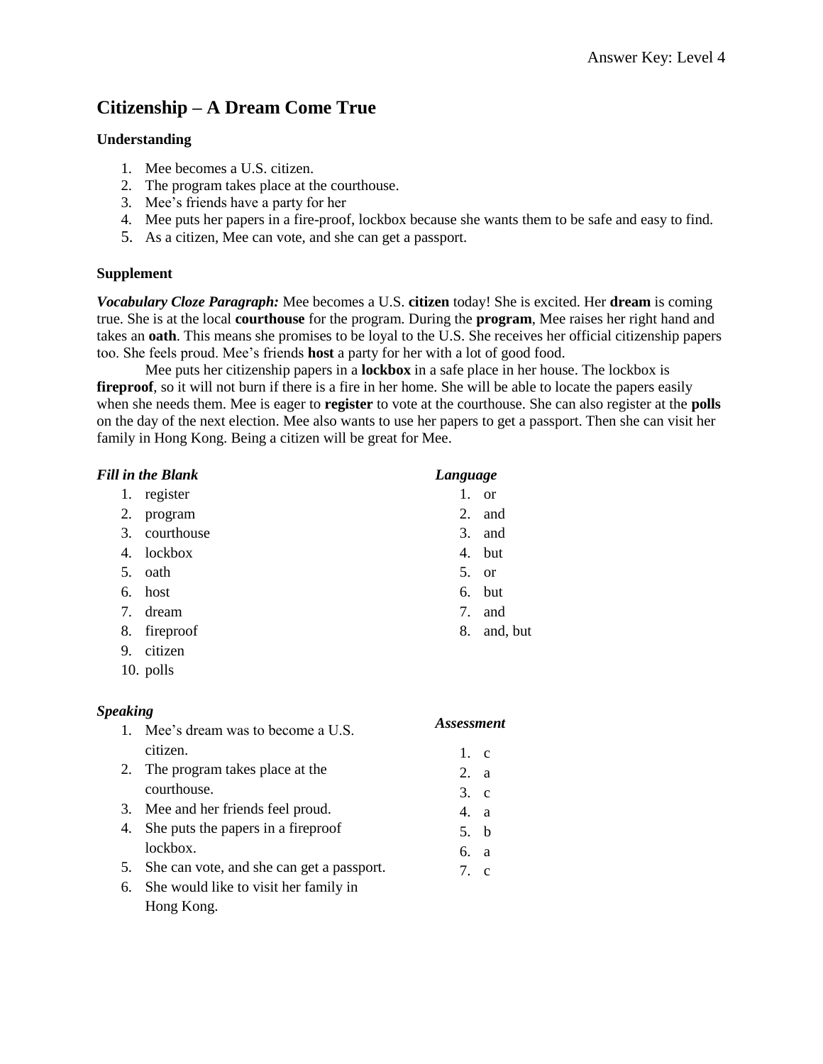# Citizenship – A Dream Come True

**Understanding**

1. Mee becomes a U.S. citizen.
2. The program takes place at the courthouse.
3. Mee's friends have a party for her
4. Mee puts her papers in a fire-proof, lockbox because she wants them to be safe and easy to find.
5. As a citizen, Mee can vote, and she can get a passport.

**Supplement**

***Vocabulary Cloze Paragraph:*** Mee becomes a U.S. **citizen** today! She is excited. Her **dream** is coming true. She is at the local **courthouse** for the program. During the **program**, Mee raises her right hand and takes an **oath**. This means she promises to be loyal to the U.S. She receives her official citizenship papers too. She feels proud. Mee's friends **host** a party for her with a lot of good food.

Mee puts her citizenship papers in a **lockbox** in a safe place in her house. The lockbox is **fireproof**, so it will not burn if there is a fire in her home. She will be able to locate the papers easily when she needs them. Mee is eager to **register** to vote at the courthouse. She can also register at the **polls** on the day of the next election. Mee also wants to use her papers to get a passport. Then she can visit her family in Hong Kong. Being a citizen will be great for Mee.

***Fill in the Blank***

1. register
2. program
3. courthouse
4. lockbox
5. oath
6. host
7. dream
8. fireproof
9. citizen
10. polls

***Language***

1. or
2. and
3. and
4. but
5. or
6. but
7. and
8. and, but

***Speaking***

1. Mee's dream was to become a U.S. citizen.
2. The program takes place at the courthouse.
3. Mee and her friends feel proud.
4. She puts the papers in a fireproof lockbox.
5. She can vote, and she can get a passport.
6. She would like to visit her family in Hong Kong.

***Assessment***

1. c
2. a
3. c
4. a
5. b
6. a
7. c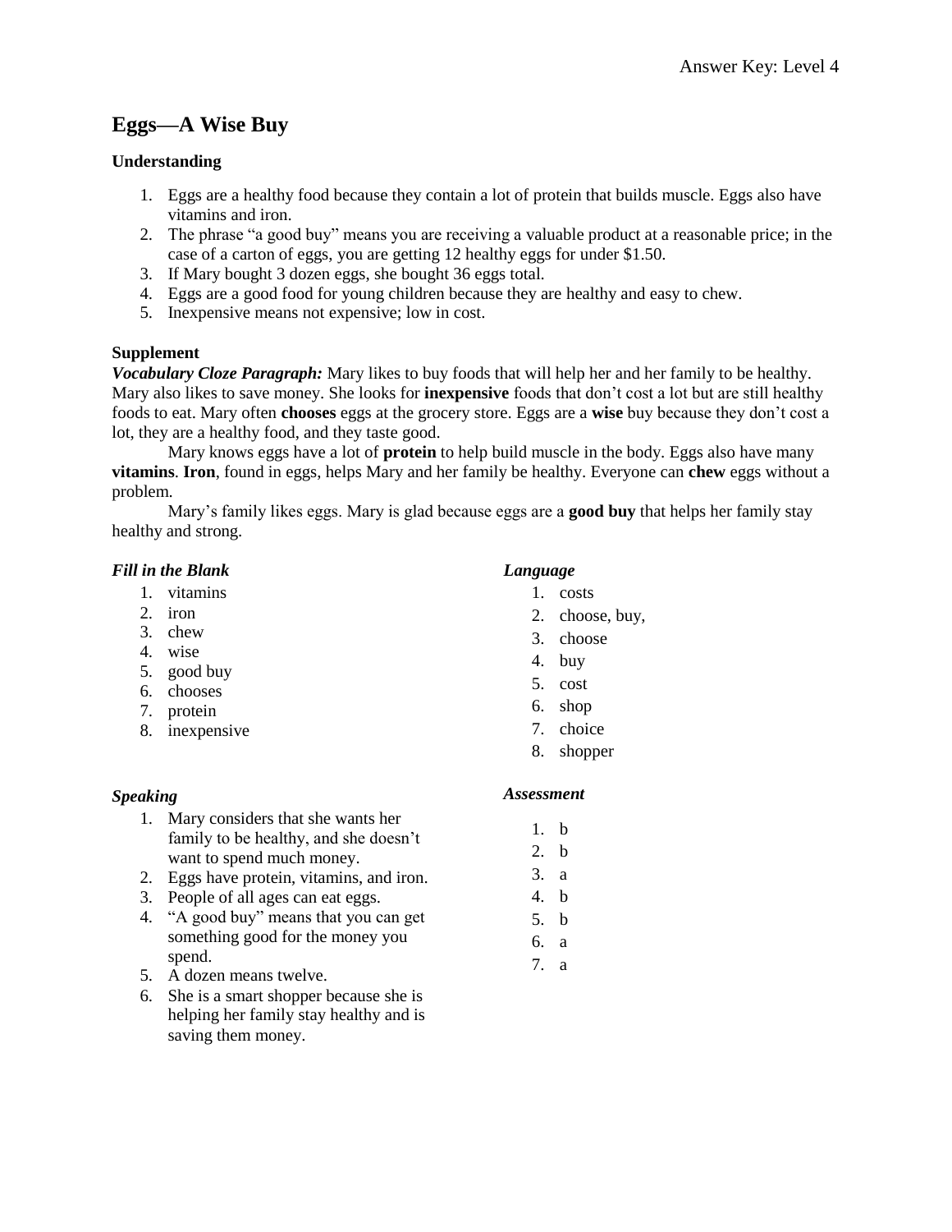## Eggs—A Wise Buy

### Understanding

1. Eggs are a healthy food because they contain a lot of protein that builds muscle. Eggs also have vitamins and iron.
2. The phrase "a good buy" means you are receiving a valuable product at a reasonable price; in the case of a carton of eggs, you are getting 12 healthy eggs for under $1.50.
3. If Mary bought 3 dozen eggs, she bought 36 eggs total.
4. Eggs are a good food for young children because they are healthy and easy to chew.
5. Inexpensive means not expensive; low in cost.

### Supplement

***Vocabulary Cloze Paragraph:*** Mary likes to buy foods that will help her and her family to be healthy. Mary also likes to save money. She looks for **inexpensive** foods that don't cost a lot but are still healthy foods to eat. Mary often **chooses** eggs at the grocery store. Eggs are a **wise** buy because they don't cost a lot, they are a healthy food, and they taste good.

Mary knows eggs have a lot of **protein** to help build muscle in the body. Eggs also have many **vitamins**. **Iron**, found in eggs, helps Mary and her family be healthy. Everyone can **chew** eggs without a problem.

Mary's family likes eggs. Mary is glad because eggs are a **good buy** that helps her family stay healthy and strong.

#### *Fill in the Blank*

1. vitamins
2. iron
3. chew
4. wise
5. good buy
6. chooses
7. protein
8. inexpensive

#### *Speaking*

1. Mary considers that she wants her family to be healthy, and she doesn't want to spend much money.
2. Eggs have protein, vitamins, and iron.
3. People of all ages can eat eggs.
4. "A good buy" means that you can get something good for the money you spend.
5. A dozen means twelve.
6. She is a smart shopper because she is helping her family stay healthy and is saving them money.

#### *Language*

1. costs
2. choose, buy,
3. choose
4. buy
5. cost
6. shop
7. choice
8. shopper

#### *Assessment*

1. b
2. b
3. a
4. b
5. b
6. a
7. a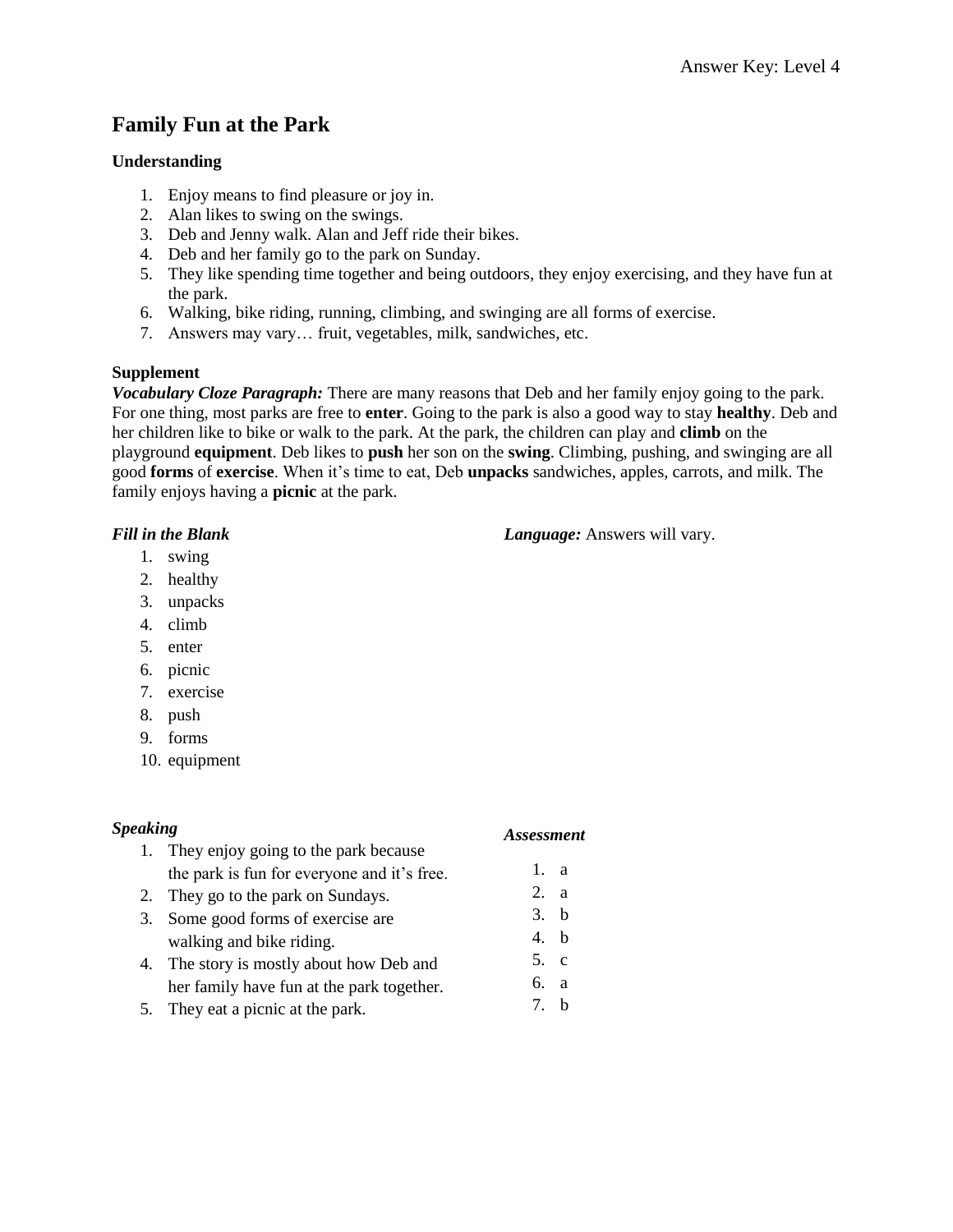Answer Key: Level 4

# Family Fun at the Park

**Understanding**

1. Enjoy means to find pleasure or joy in.
2. Alan likes to swing on the swings.
3. Deb and Jenny walk. Alan and Jeff ride their bikes.
4. Deb and her family go to the park on Sunday.
5. They like spending time together and being outdoors, they enjoy exercising, and they have fun at the park.
6. Walking, bike riding, running, climbing, and swinging are all forms of exercise.
7. Answers may vary… fruit, vegetables, milk, sandwiches, etc.

**Supplement**

***Vocabulary Cloze Paragraph:*** There are many reasons that Deb and her family enjoy going to the park. For one thing, most parks are free to **enter**. Going to the park is also a good way to stay **healthy**. Deb and her children like to bike or walk to the park. At the park, the children can play and **climb** on the playground **equipment**. Deb likes to **push** her son on the **swing**. Climbing, pushing, and swinging are all good **forms** of **exercise**. When it's time to eat, Deb **unpacks** sandwiches, apples, carrots, and milk. The family enjoys having a **picnic** at the park.

***Fill in the Blank***

1. swing
2. healthy
3. unpacks
4. climb
5. enter
6. picnic
7. exercise
8. push
9. forms
10. equipment

***Language:*** Answers will vary.

***Speaking***

1. They enjoy going to the park because the park is fun for everyone and it's free.
2. They go to the park on Sundays.
3. Some good forms of exercise are walking and bike riding.
4. The story is mostly about how Deb and her family have fun at the park together.
5. They eat a picnic at the park.

***Assessment***

1. a
2. a
3. b
4. b
5. c
6. a
7. b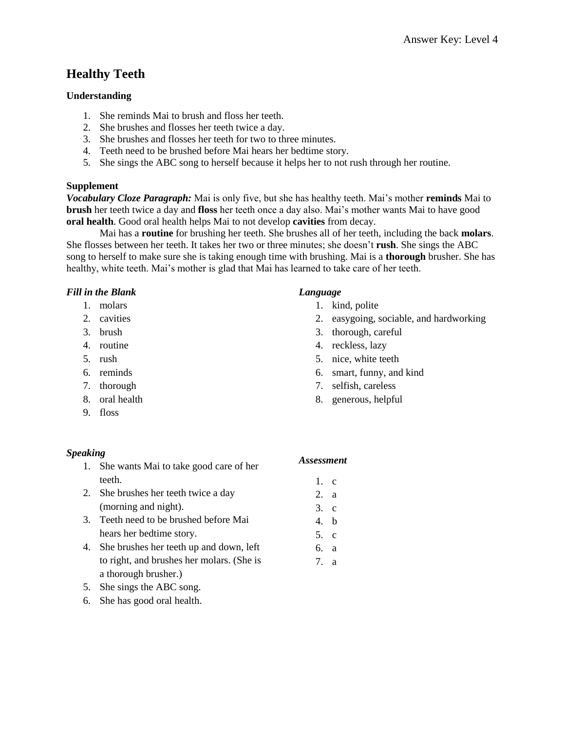# Healthy Teeth

### Understanding

1. She reminds Mai to brush and floss her teeth.
2. She brushes and flosses her teeth twice a day.
3. She brushes and flosses her teeth for two to three minutes.
4. Teeth need to be brushed before Mai hears her bedtime story.
5. She sings the ABC song to herself because it helps her to not rush through her routine.

### Supplement

***Vocabulary Cloze Paragraph:*** Mai is only five, but she has healthy teeth. Mai's mother **reminds** Mai to **brush** her teeth twice a day and **floss** her teeth once a day also. Mai's mother wants Mai to have good **oral health**. Good oral health helps Mai to not develop **cavities** from decay.

Mai has a **routine** for brushing her teeth. She brushes all of her teeth, including the back **molars**. She flosses between her teeth. It takes her two or three minutes; she doesn't **rush**. She sings the ABC song to herself to make sure she is taking enough time with brushing. Mai is a **thorough** brusher. She has healthy, white teeth. Mai's mother is glad that Mai has learned to take care of her teeth.

***Fill in the Blank***

1. molars
2. cavities
3. brush
4. routine
5. rush
6. reminds
7. thorough
8. oral health
9. floss

***Language***

1. kind, polite
2. easygoing, sociable, and hardworking
3. thorough, careful
4. reckless, lazy
5. nice, white teeth
6. smart, funny, and kind
7. selfish, careless
8. generous, helpful

***Speaking***

1. She wants Mai to take good care of her teeth.
2. She brushes her teeth twice a day (morning and night).
3. Teeth need to be brushed before Mai hears her bedtime story.
4. She brushes her teeth up and down, left to right, and brushes her molars. (She is a thorough brusher.)
5. She sings the ABC song.
6. She has good oral health.

***Assessment***

1. c
2. a
3. c
4. b
5. c
6. a
7. a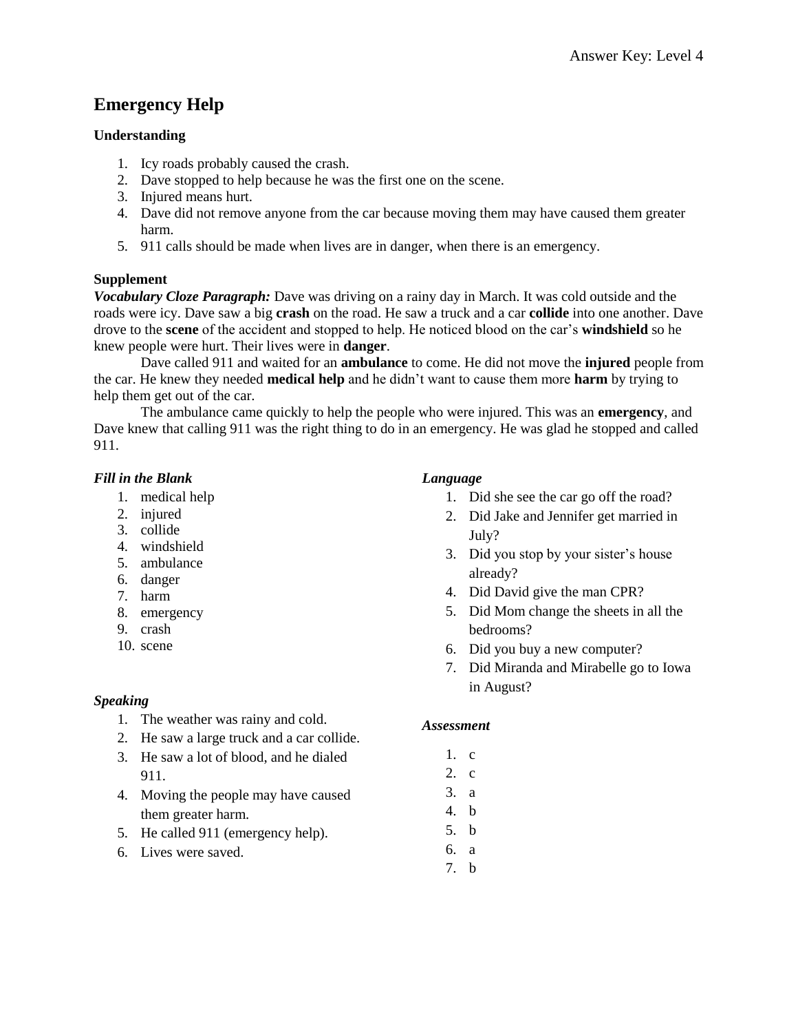# Emergency Help

### Understanding

1. Icy roads probably caused the crash.
2. Dave stopped to help because he was the first one on the scene.
3. Injured means hurt.
4. Dave did not remove anyone from the car because moving them may have caused them greater harm.
5. 911 calls should be made when lives are in danger, when there is an emergency.

### Supplement

***Vocabulary Cloze Paragraph:*** Dave was driving on a rainy day in March. It was cold outside and the roads were icy. Dave saw a big **crash** on the road. He saw a truck and a car **collide** into one another. Dave drove to the **scene** of the accident and stopped to help. He noticed blood on the car's **windshield** so he knew people were hurt. Their lives were in **danger**.

Dave called 911 and waited for an **ambulance** to come. He did not move the **injured** people from the car. He knew they needed **medical help** and he didn't want to cause them more **harm** by trying to help them get out of the car.

The ambulance came quickly to help the people who were injured. This was an **emergency**, and Dave knew that calling 911 was the right thing to do in an emergency. He was glad he stopped and called 911.

***Fill in the Blank***

1. medical help
2. injured
3. collide
4. windshield
5. ambulance
6. danger
7. harm
8. emergency
9. crash
10. scene

***Speaking***

1. The weather was rainy and cold.
2. He saw a large truck and a car collide.
3. He saw a lot of blood, and he dialed 911.
4. Moving the people may have caused them greater harm.
5. He called 911 (emergency help).
6. Lives were saved.

***Language***

1. Did she see the car go off the road?
2. Did Jake and Jennifer get married in July?
3. Did you stop by your sister's house already?
4. Did David give the man CPR?
5. Did Mom change the sheets in all the bedrooms?
6. Did you buy a new computer?
7. Did Miranda and Mirabelle go to Iowa in August?

***Assessment***

1. c
2. c
3. a
4. b
5. b
6. a
7. b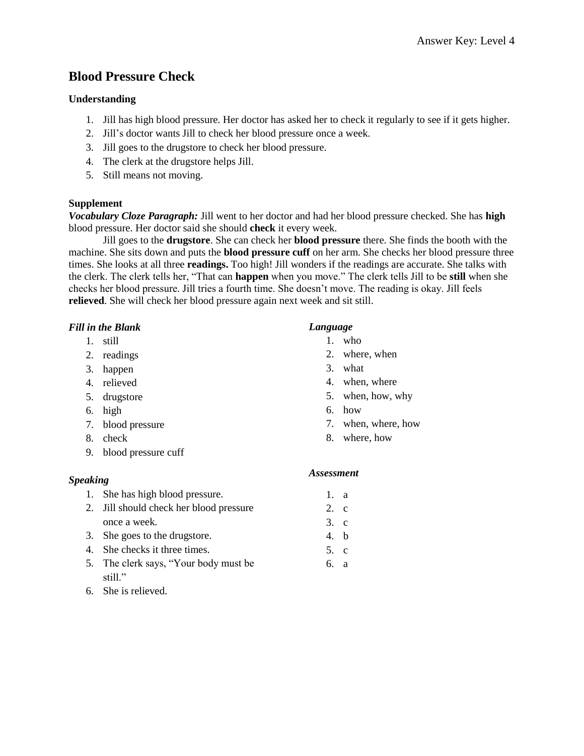# Blood Pressure Check

### Understanding

1. Jill has high blood pressure. Her doctor has asked her to check it regularly to see if it gets higher.
2. Jill's doctor wants Jill to check her blood pressure once a week.
3. Jill goes to the drugstore to check her blood pressure.
4. The clerk at the drugstore helps Jill.
5. Still means not moving.

### Supplement

***Vocabulary Cloze Paragraph:*** Jill went to her doctor and had her blood pressure checked. She has **high** blood pressure. Her doctor said she should **check** it every week.

Jill goes to the **drugstore**. She can check her **blood pressure** there. She finds the booth with the machine. She sits down and puts the **blood pressure cuff** on her arm. She checks her blood pressure three times. She looks at all three **readings.** Too high! Jill wonders if the readings are accurate. She talks with the clerk. The clerk tells her, "That can **happen** when you move." The clerk tells Jill to be **still** when she checks her blood pressure. Jill tries a fourth time. She doesn't move. The reading is okay. Jill feels **relieved**. She will check her blood pressure again next week and sit still.

***Fill in the Blank***

1. still
2. readings
3. happen
4. relieved
5. drugstore
6. high
7. blood pressure
8. check
9. blood pressure cuff

***Speaking***

1. She has high blood pressure.
2. Jill should check her blood pressure once a week.
3. She goes to the drugstore.
4. She checks it three times.
5. The clerk says, "Your body must be still."
6. She is relieved.

***Language***

1. who
2. where, when
3. what
4. when, where
5. when, how, why
6. how
7. when, where, how
8. where, how

***Assessment***

1. a
2. c
3. c
4. b
5. c
6. a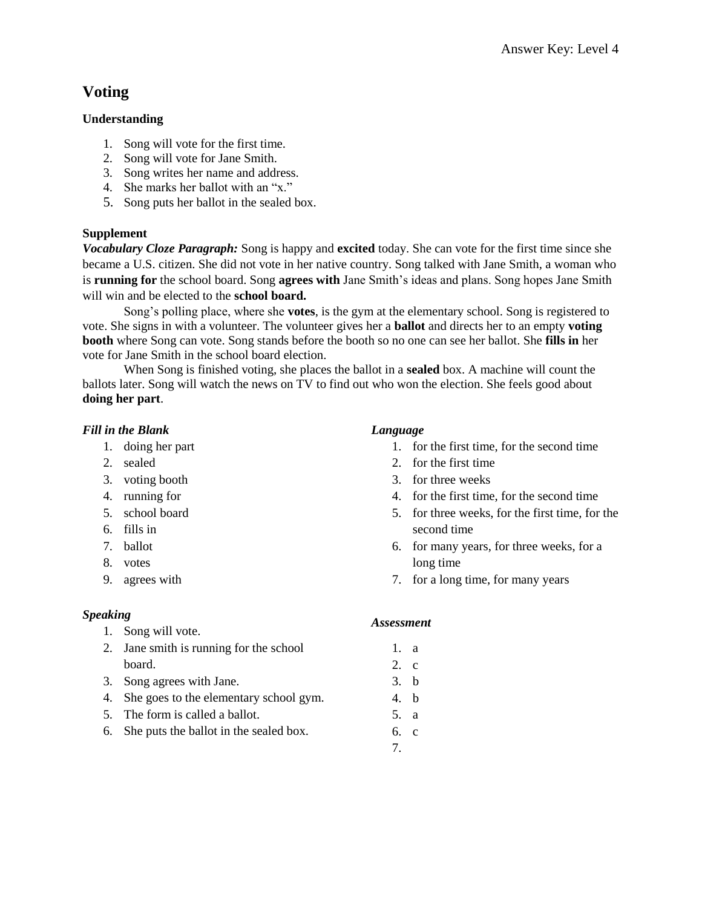# Voting

### Understanding

1. Song will vote for the first time.
2. Song will vote for Jane Smith.
3. Song writes her name and address.
4. She marks her ballot with an "x."
5. Song puts her ballot in the sealed box.

### Supplement

***Vocabulary Cloze Paragraph:*** Song is happy and **excited** today. She can vote for the first time since she became a U.S. citizen. She did not vote in her native country. Song talked with Jane Smith, a woman who is **running for** the school board. Song **agrees with** Jane Smith's ideas and plans. Song hopes Jane Smith will win and be elected to the **school board.**

Song's polling place, where she **votes**, is the gym at the elementary school. Song is registered to vote. She signs in with a volunteer. The volunteer gives her a **ballot** and directs her to an empty **voting booth** where Song can vote. Song stands before the booth so no one can see her ballot. She **fills in** her vote for Jane Smith in the school board election.

When Song is finished voting, she places the ballot in a **sealed** box. A machine will count the ballots later. Song will watch the news on TV to find out who won the election. She feels good about **doing her part**.

***Fill in the Blank***

1. doing her part
2. sealed
3. voting booth
4. running for
5. school board
6. fills in
7. ballot
8. votes
9. agrees with

***Speaking***

1. Song will vote.
2. Jane smith is running for the school board.
3. Song agrees with Jane.
4. She goes to the elementary school gym.
5. The form is called a ballot.
6. She puts the ballot in the sealed box.

***Language***

1. for the first time, for the second time
2. for the first time
3. for three weeks
4. for the first time, for the second time
5. for three weeks, for the first time, for the second time
6. for many years, for three weeks, for a long time
7. for a long time, for many years

***Assessment***

1. a
2. c
3. b
4. b
5. a
6. c
7.